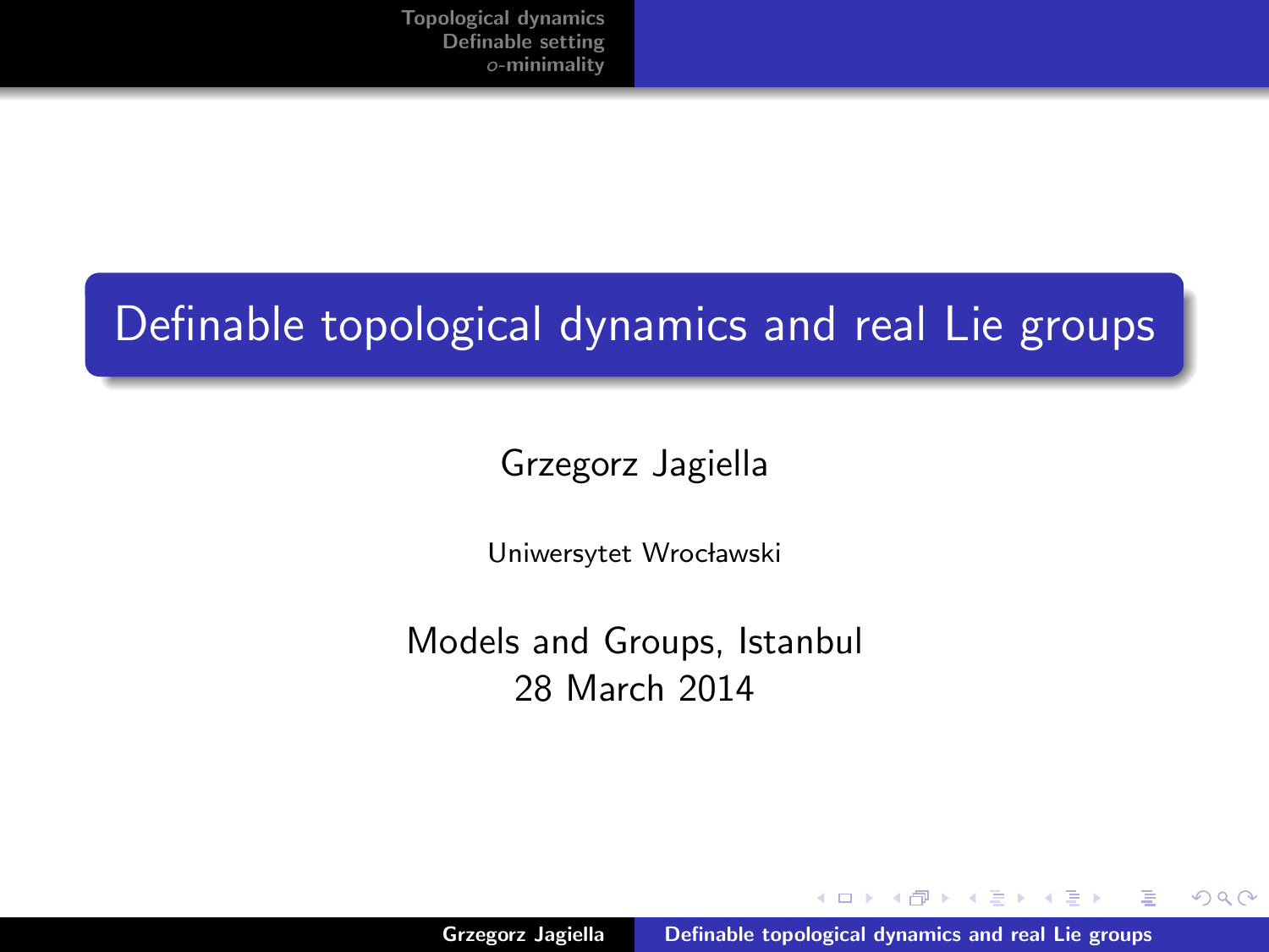# Definable topological dynamics and real Lie groups

Grzegorz Jagiella

Uniwersytet Wrocławski

Models and Groups, Istanbul
28 March 2014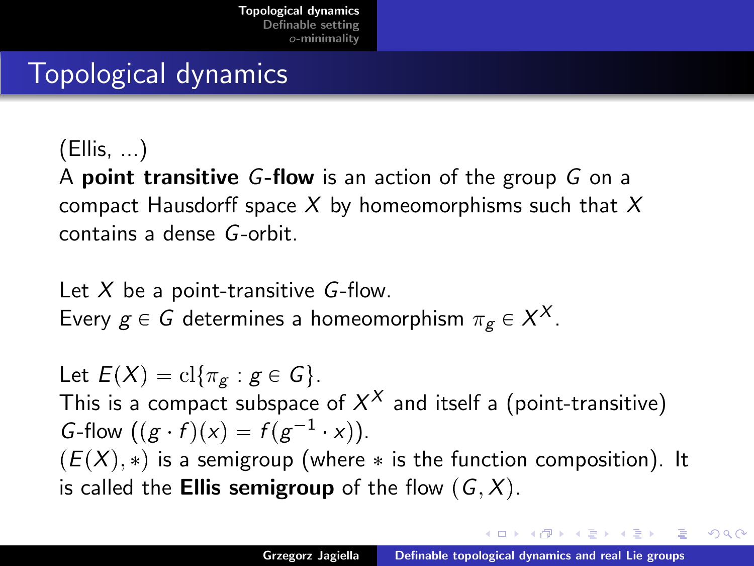# Topological dynamics

(Ellis, ...)

A **point transitive** $G$-**flow** is an action of the group $G$ on a compact Hausdorff space $X$ by homeomorphisms such that $X$ contains a dense $G$-orbit.

Let $X$ be a point-transitive $G$-flow.
Every $g \in G$ determines a homeomorphism $\pi_g \in X^X$.

Let $E(X) = \mathrm{cl}\{\pi_g : g \in G\}$.
This is a compact subspace of $X^X$ and itself a (point-transitive) $G$-flow ($(g \cdot f)(x) = f(g^{-1} \cdot x)$).
$(E(X), *)$ is a semigroup (where $*$ is the function composition). It is called the **Ellis semigroup** of the flow $(G, X)$.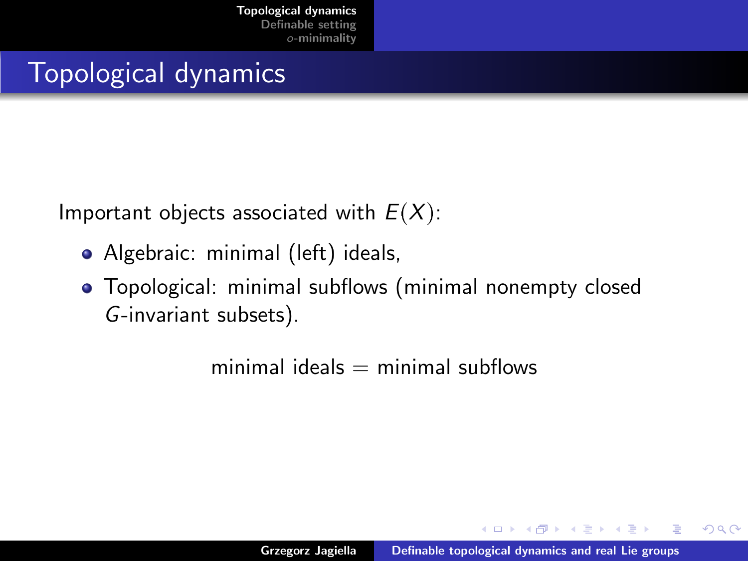# Topological dynamics

Important objects associated with $E(X)$:

- Algebraic: minimal (left) ideals,
- Topological: minimal subflows (minimal nonempty closed $G$-invariant subsets).

$$\text{minimal ideals} = \text{minimal subflows}$$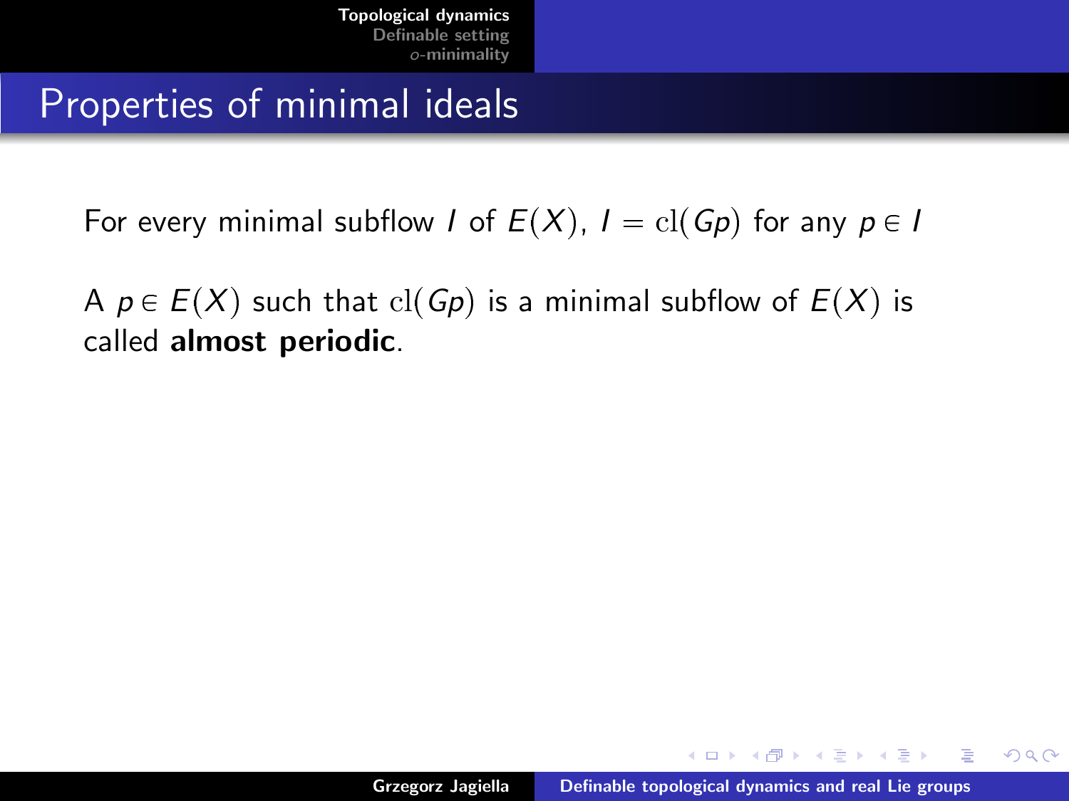# Properties of minimal ideals

For every minimal subflow $I$ of $E(X)$, $I = \mathrm{cl}(Gp)$ for any $p \in I$

A $p \in E(X)$ such that $\mathrm{cl}(Gp)$ is a minimal subflow of $E(X)$ is called **almost periodic**.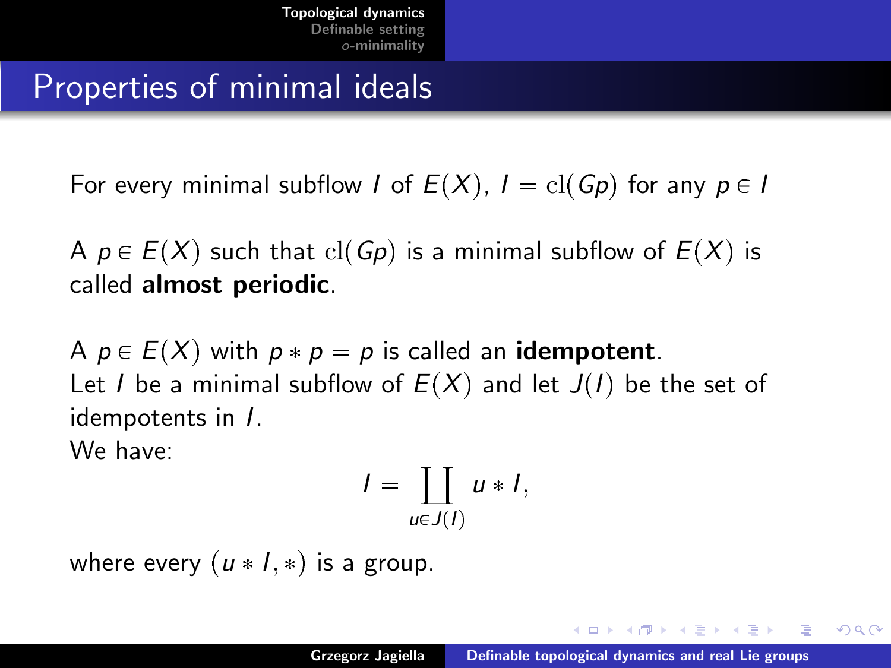# Properties of minimal ideals

For every minimal subflow $I$ of $E(X)$, $I = \mathrm{cl}(Gp)$ for any $p \in I$

A $p \in E(X)$ such that $\mathrm{cl}(Gp)$ is a minimal subflow of $E(X)$ is called **almost periodic**.

A $p \in E(X)$ with $p * p = p$ is called an **idempotent**.
Let $I$ be a minimal subflow of $E(X)$ and let $J(I)$ be the set of idempotents in $I$.
We have:

$$I = \coprod_{u \in J(I)} u * I,$$

where every $(u * I, *)$ is a group.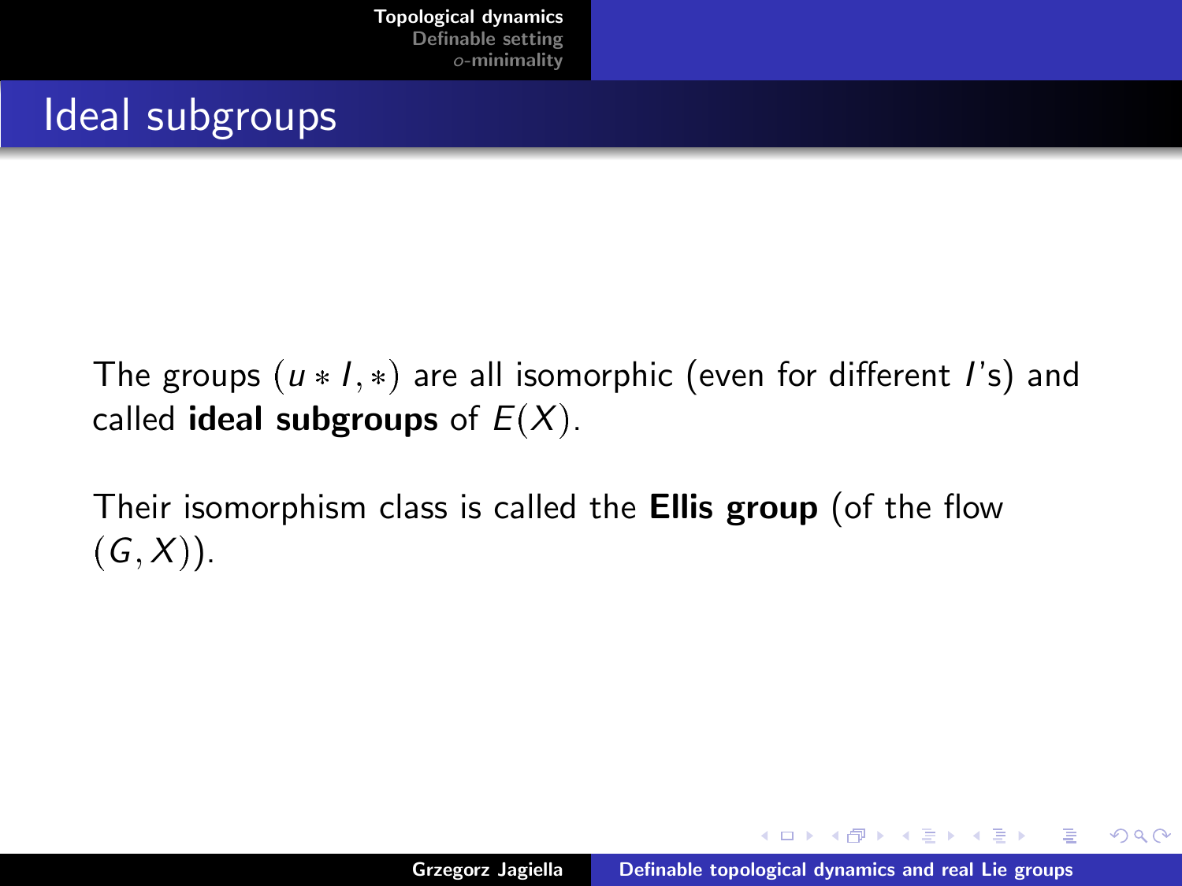# Ideal subgroups

The groups $(u * I, *)$ are all isomorphic (even for different $I$'s) and called **ideal subgroups** of $E(X)$.

Their isomorphism class is called the **Ellis group** (of the flow $(G, X)$).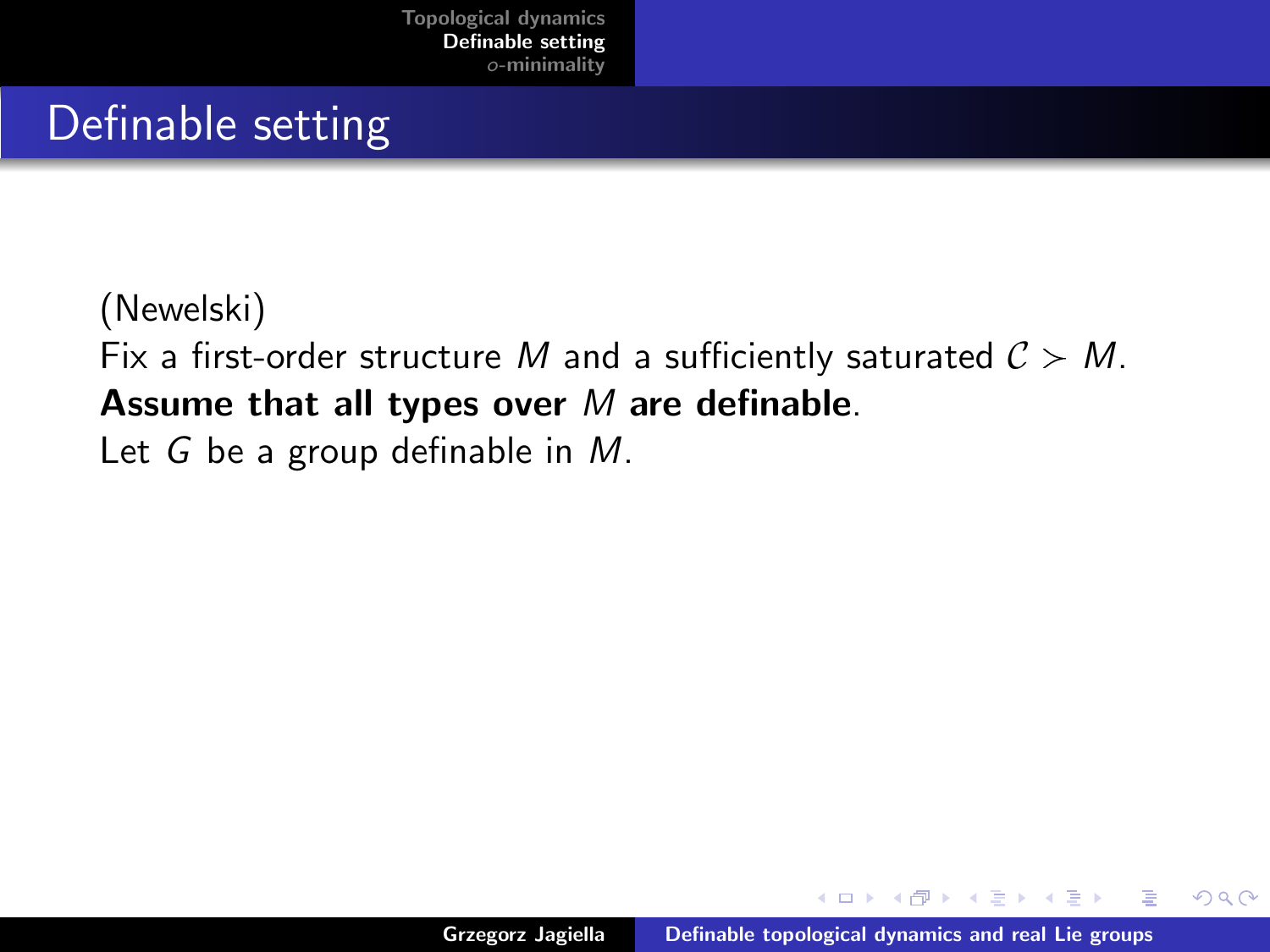# Definable setting

(Newelski)

Fix a first-order structure $M$ and a sufficiently saturated $\mathcal{C} \succ M$.

**Assume that all types over $M$ are definable**.

Let $G$ be a group definable in $M$.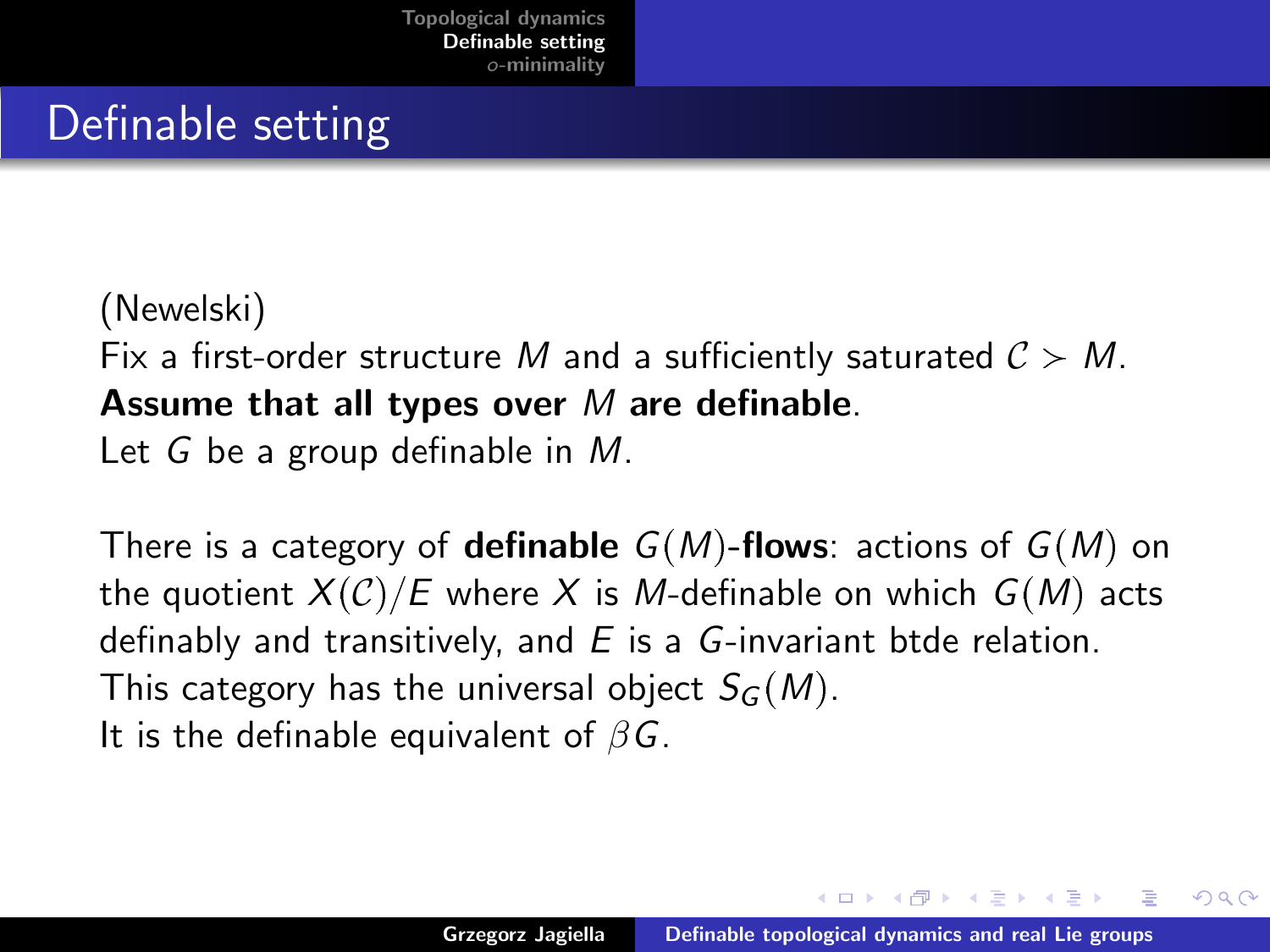# Definable setting

(Newelski)

Fix a first-order structure $M$ and a sufficiently saturated $\mathcal{C} \succ M$.

**Assume that all types over $M$ are definable**.

Let $G$ be a group definable in $M$.

There is a category of **definable $G(M)$-flows**: actions of $G(M)$ on the quotient $X(\mathcal{C})/E$ where $X$ is $M$-definable on which $G(M)$ acts definably and transitively, and $E$ is a $G$-invariant btde relation.

This category has the universal object $S_G(M)$.

It is the definable equivalent of $\beta G$.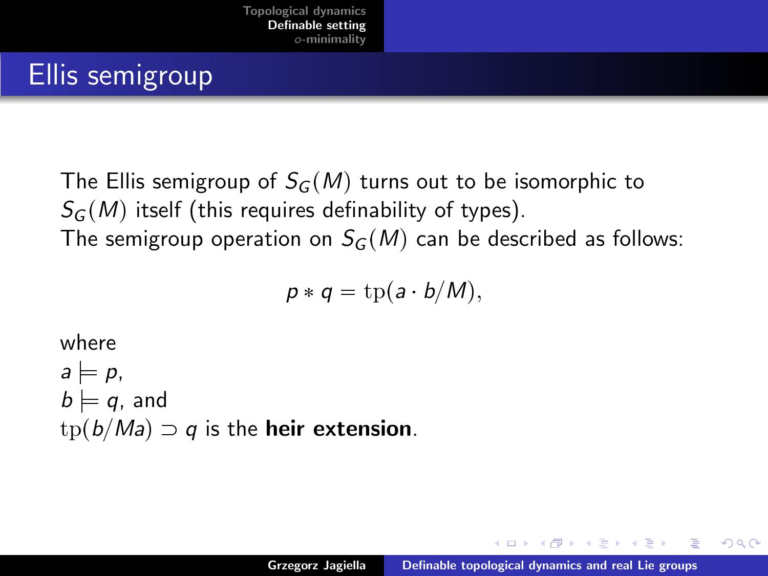## Ellis semigroup

The Ellis semigroup of $S_G(M)$ turns out to be isomorphic to $S_G(M)$ itself (this requires definability of types).
The semigroup operation on $S_G(M)$ can be described as follows:

$$p * q = \mathrm{tp}(a \cdot b/M),$$

where
$a \models p$,
$b \models q$, and
$\mathrm{tp}(b/Ma) \supset q$ is the **heir extension**.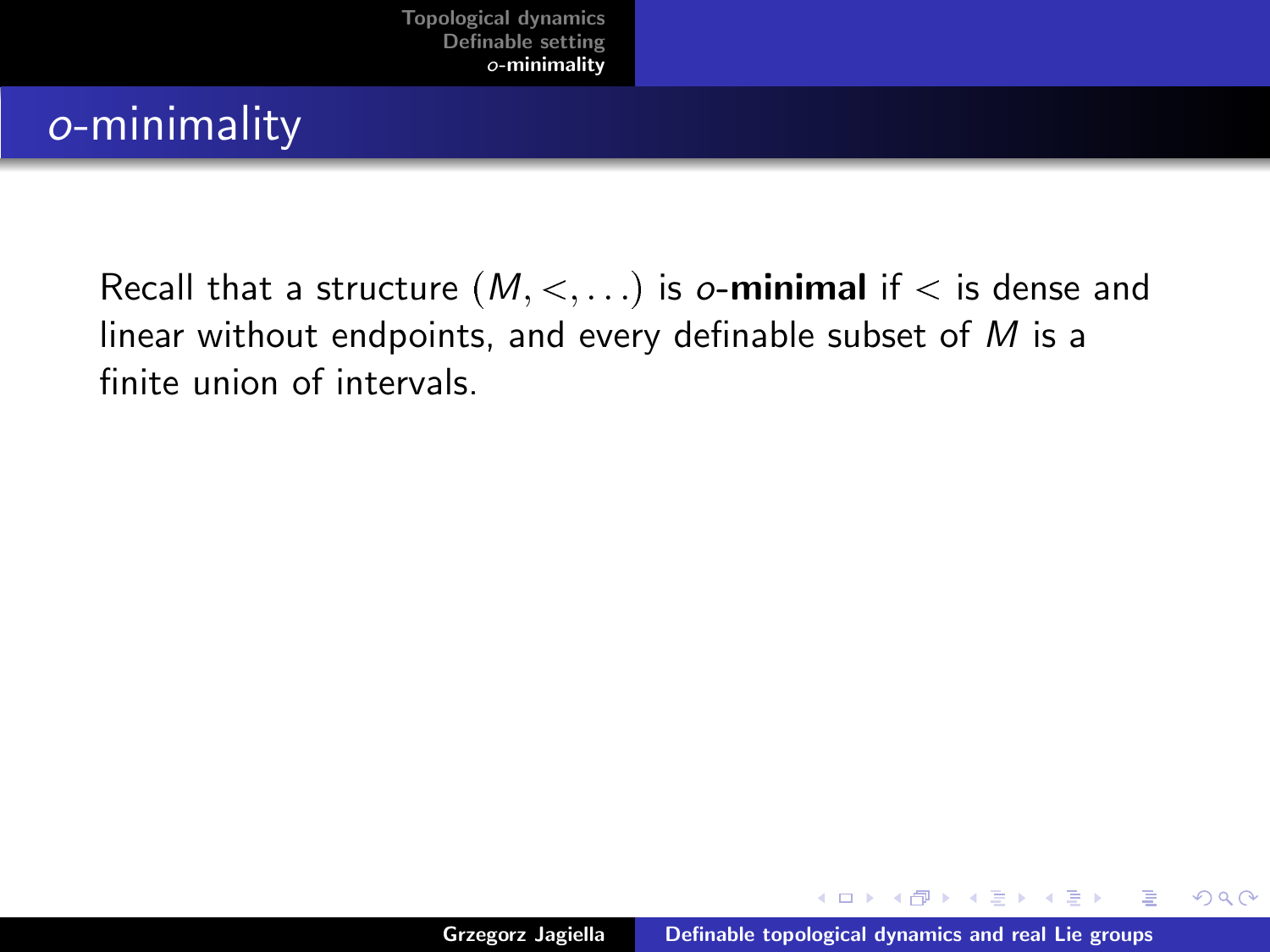# *o*-minimality

Recall that a structure $(M, <, \dots)$ is *o*-**minimal** if $<$ is dense and linear without endpoints, and every definable subset of $M$ is a finite union of intervals.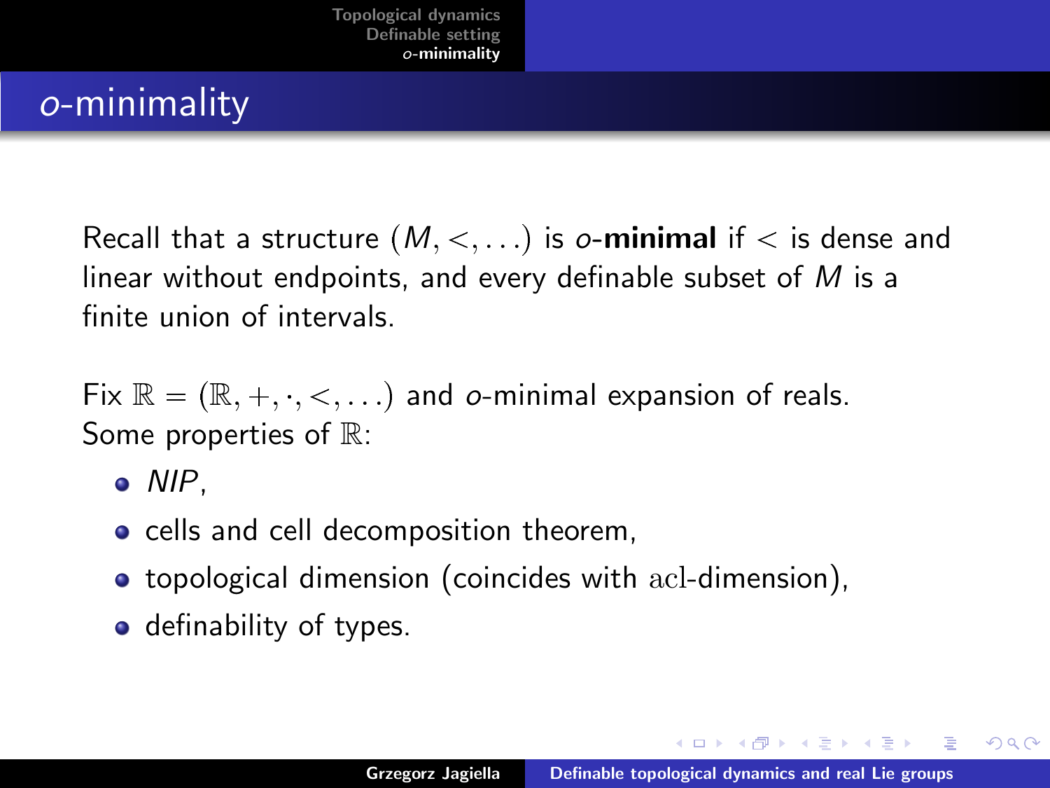# *o*-minimality

Recall that a structure $(M, <, \ldots)$ is *o*-**minimal** if $<$ is dense and linear without endpoints, and every definable subset of $M$ is a finite union of intervals.

Fix $\mathbb{R} = (\mathbb{R}, +, \cdot, <, \ldots)$ and *o*-minimal expansion of reals. Some properties of $\mathbb{R}$:

- *NIP*,
- cells and cell decomposition theorem,
- topological dimension (coincides with $\mathrm{acl}$-dimension),
- definability of types.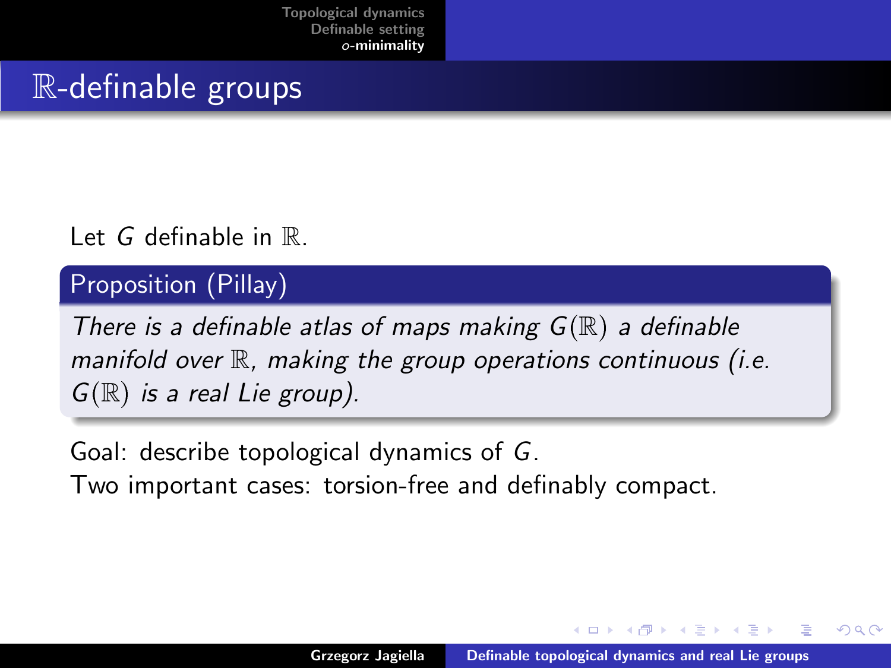# $\mathbb{R}$-definable groups

Let $G$ definable in $\mathbb{R}$.

**Proposition (Pillay)**

*There is a definable atlas of maps making $G(\mathbb{R})$ a definable manifold over $\mathbb{R}$, making the group operations continuous (i.e. $G(\mathbb{R})$ is a real Lie group).*

Goal: describe topological dynamics of $G$.

Two important cases: torsion-free and definably compact.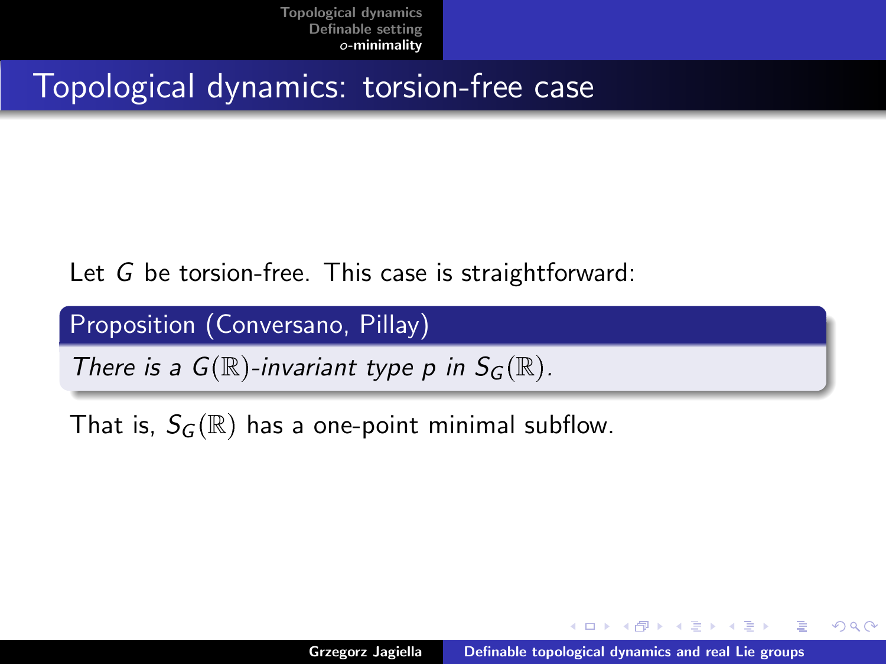# Topological dynamics: torsion-free case

Let $G$ be torsion-free. This case is straightforward:

**Proposition (Conversano, Pillay)**

*There is a $G(\mathbb{R})$-invariant type $p$ in $S_G(\mathbb{R})$.*

That is, $S_G(\mathbb{R})$ has a one-point minimal subflow.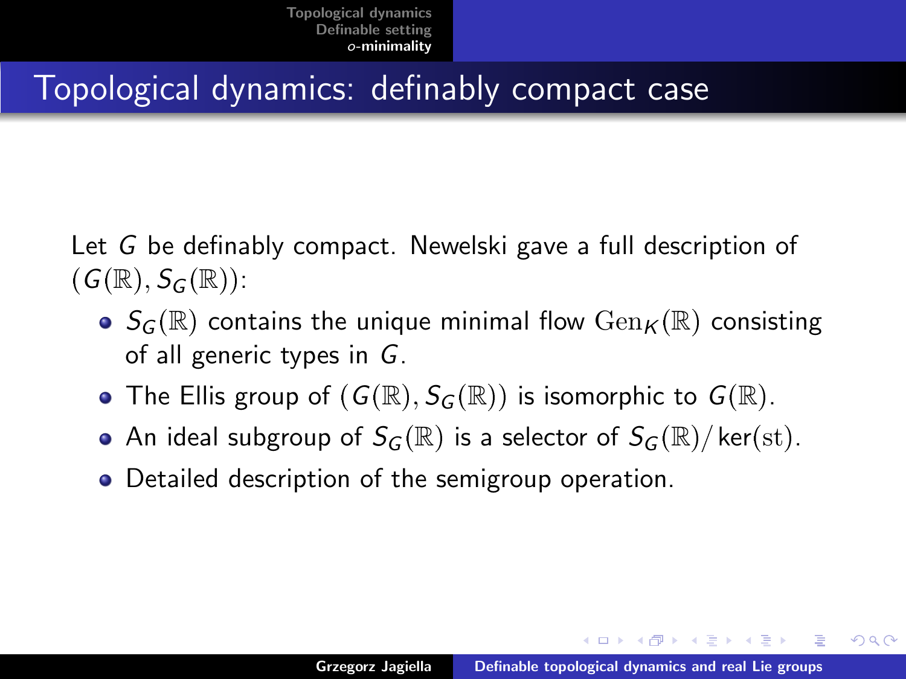# Topological dynamics: definably compact case

Let $G$ be definably compact. Newelski gave a full description of $(G(\mathbb{R}), S_G(\mathbb{R}))$:

- $S_G(\mathbb{R})$ contains the unique minimal flow $\mathrm{Gen}_K(\mathbb{R})$ consisting of all generic types in $G$.
- The Ellis group of $(G(\mathbb{R}), S_G(\mathbb{R}))$ is isomorphic to $G(\mathbb{R})$.
- An ideal subgroup of $S_G(\mathbb{R})$ is a selector of $S_G(\mathbb{R})/\ker(\mathrm{st})$.
- Detailed description of the semigroup operation.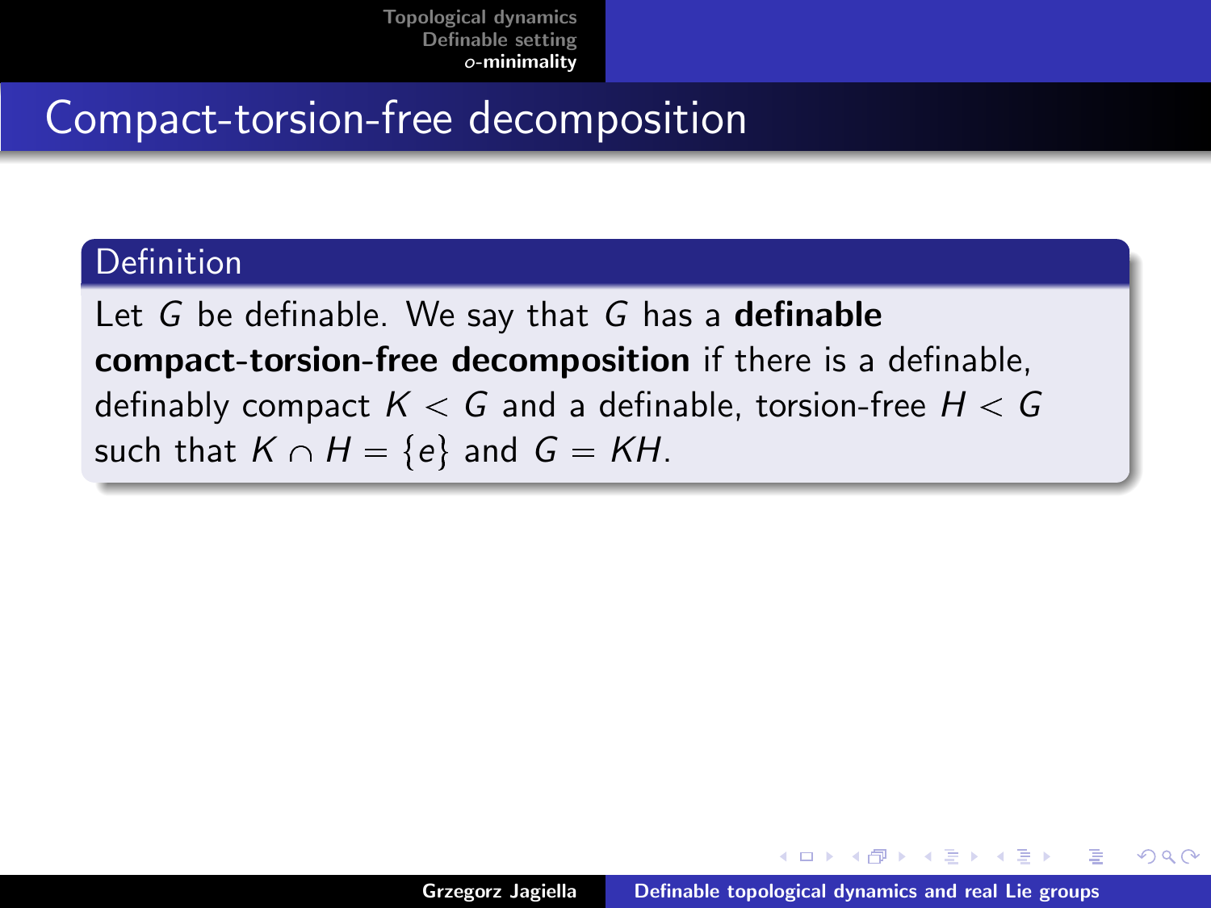# Compact-torsion-free decomposition

**Definition**

Let $G$ be definable. We say that $G$ has a **definable compact-torsion-free decomposition** if there is a definable, definably compact $K < G$ and a definable, torsion-free $H < G$ such that $K \cap H = \{e\}$ and $G = KH$.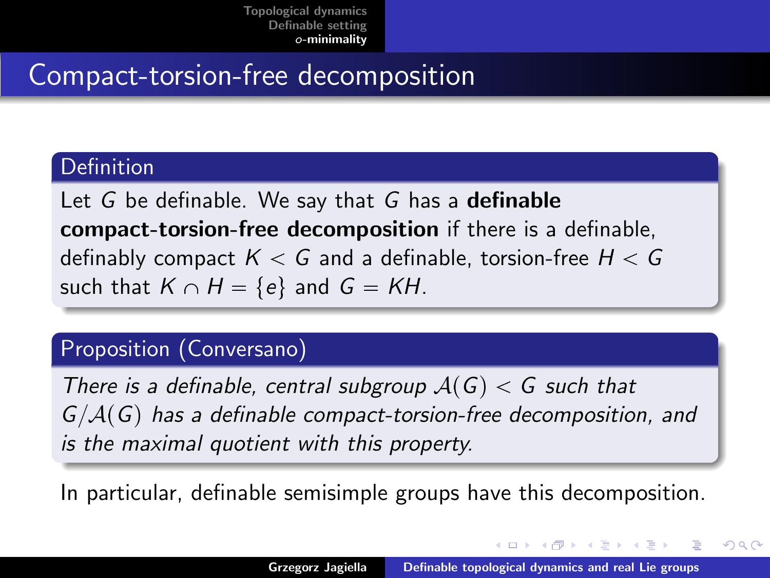## Compact-torsion-free decomposition

**Definition**

Let $G$ be definable. We say that $G$ has a **definable compact-torsion-free decomposition** if there is a definable, definably compact $K < G$ and a definable, torsion-free $H < G$ such that $K \cap H = \{e\}$ and $G = KH$.

**Proposition (Conversano)**

*There is a definable, central subgroup $\mathcal{A}(G) < G$ such that $G/\mathcal{A}(G)$ has a definable compact-torsion-free decomposition, and is the maximal quotient with this property.*

In particular, definable semisimple groups have this decomposition.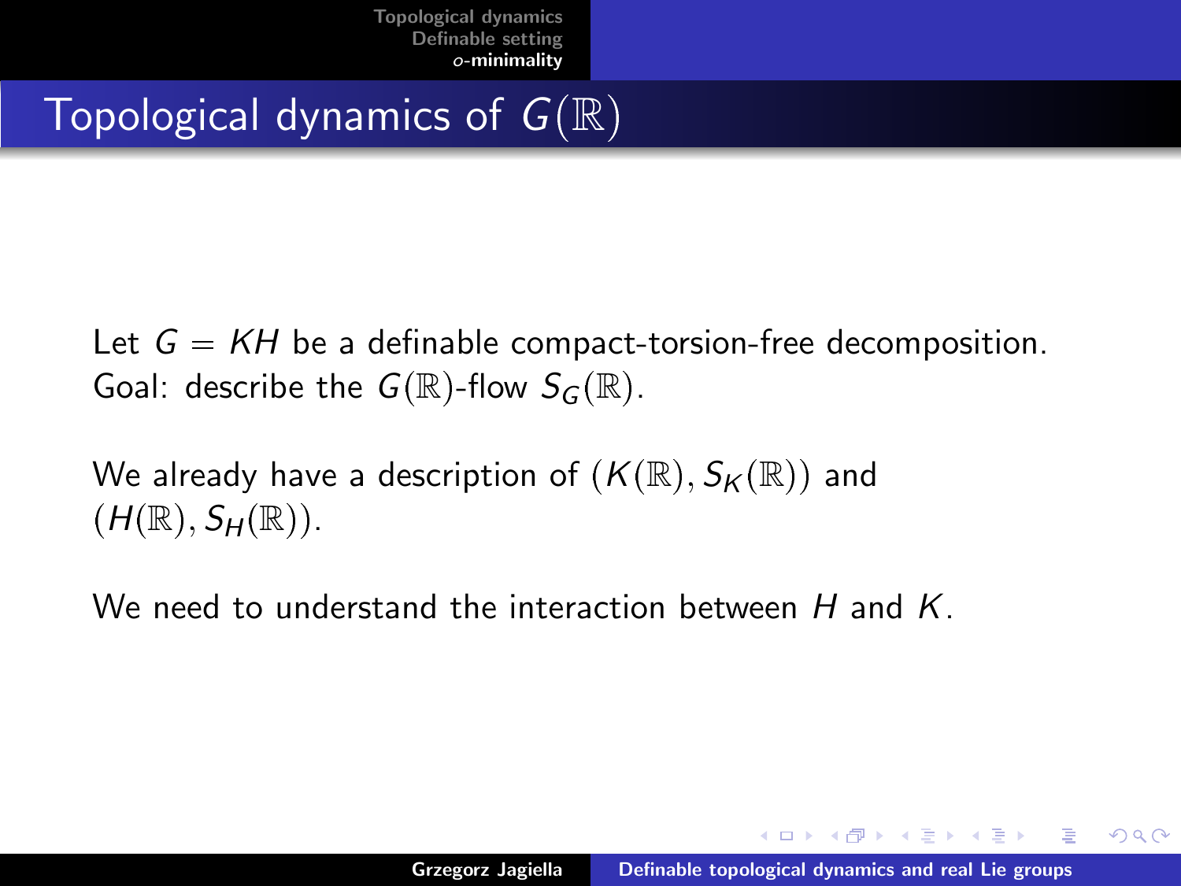# Topological dynamics of $G(\mathbb{R})$

Let $G = KH$ be a definable compact-torsion-free decomposition. Goal: describe the $G(\mathbb{R})$-flow $S_G(\mathbb{R})$.

We already have a description of $(K(\mathbb{R}), S_K(\mathbb{R}))$ and $(H(\mathbb{R}), S_H(\mathbb{R}))$.

We need to understand the interaction between $H$ and $K$.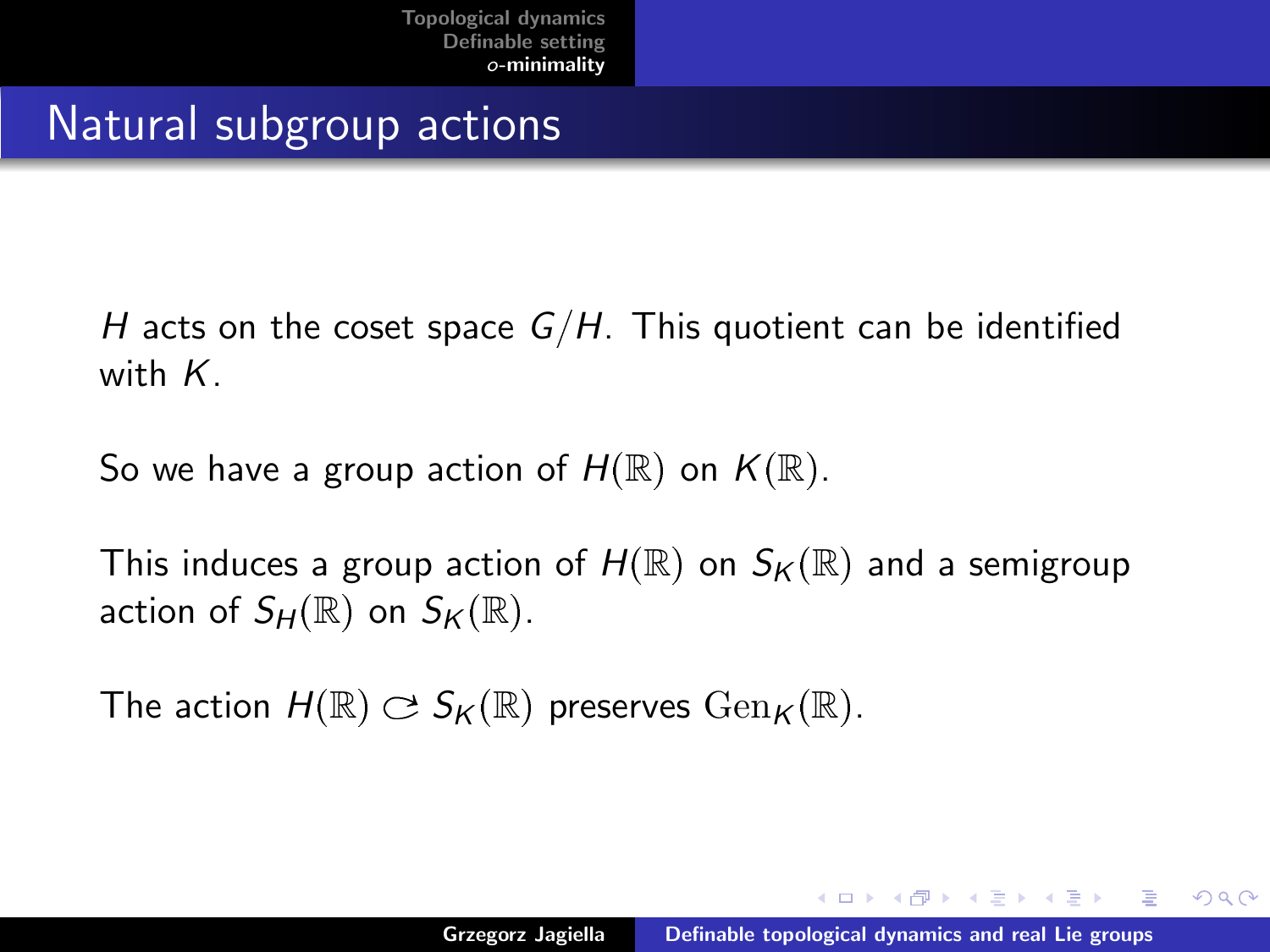# Natural subgroup actions

$H$ acts on the coset space $G/H$. This quotient can be identified with $K$.

So we have a group action of $H(\mathbb{R})$ on $K(\mathbb{R})$.

This induces a group action of $H(\mathbb{R})$ on $S_K(\mathbb{R})$ and a semigroup action of $S_H(\mathbb{R})$ on $S_K(\mathbb{R})$.

The action $H(\mathbb{R}) \circlearrowright S_K(\mathbb{R})$ preserves $\mathrm{Gen}_K(\mathbb{R})$.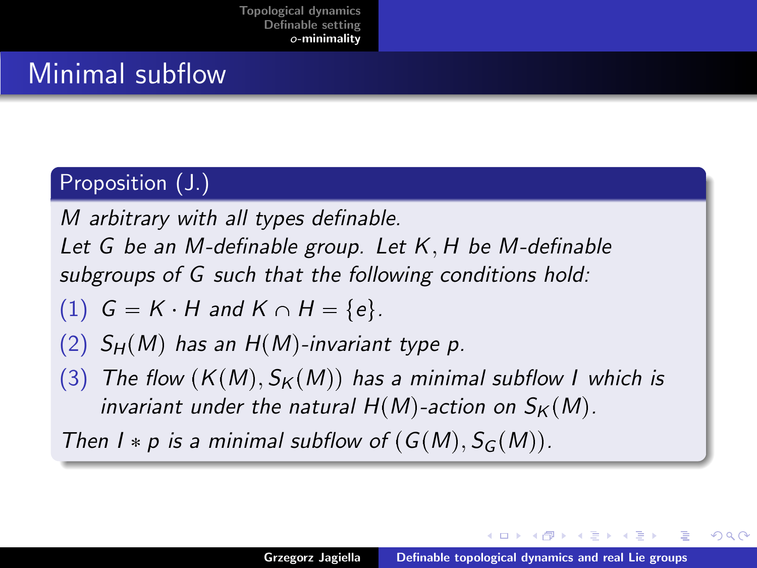# Minimal subflow

**Proposition (J.)**

*$M$ arbitrary with all types definable.*
*Let $G$ be an $M$-definable group. Let $K, H$ be $M$-definable subgroups of $G$ such that the following conditions hold:*

1. *$G = K \cdot H$ and $K \cap H = \{e\}$.*
2. *$S_H(M)$ has an $H(M)$-invariant type $p$.*
3. *The flow $(K(M), S_K(M))$ has a minimal subflow $I$ which is invariant under the natural $H(M)$-action on $S_K(M)$.*

*Then $I * p$ is a minimal subflow of $(G(M), S_G(M))$.*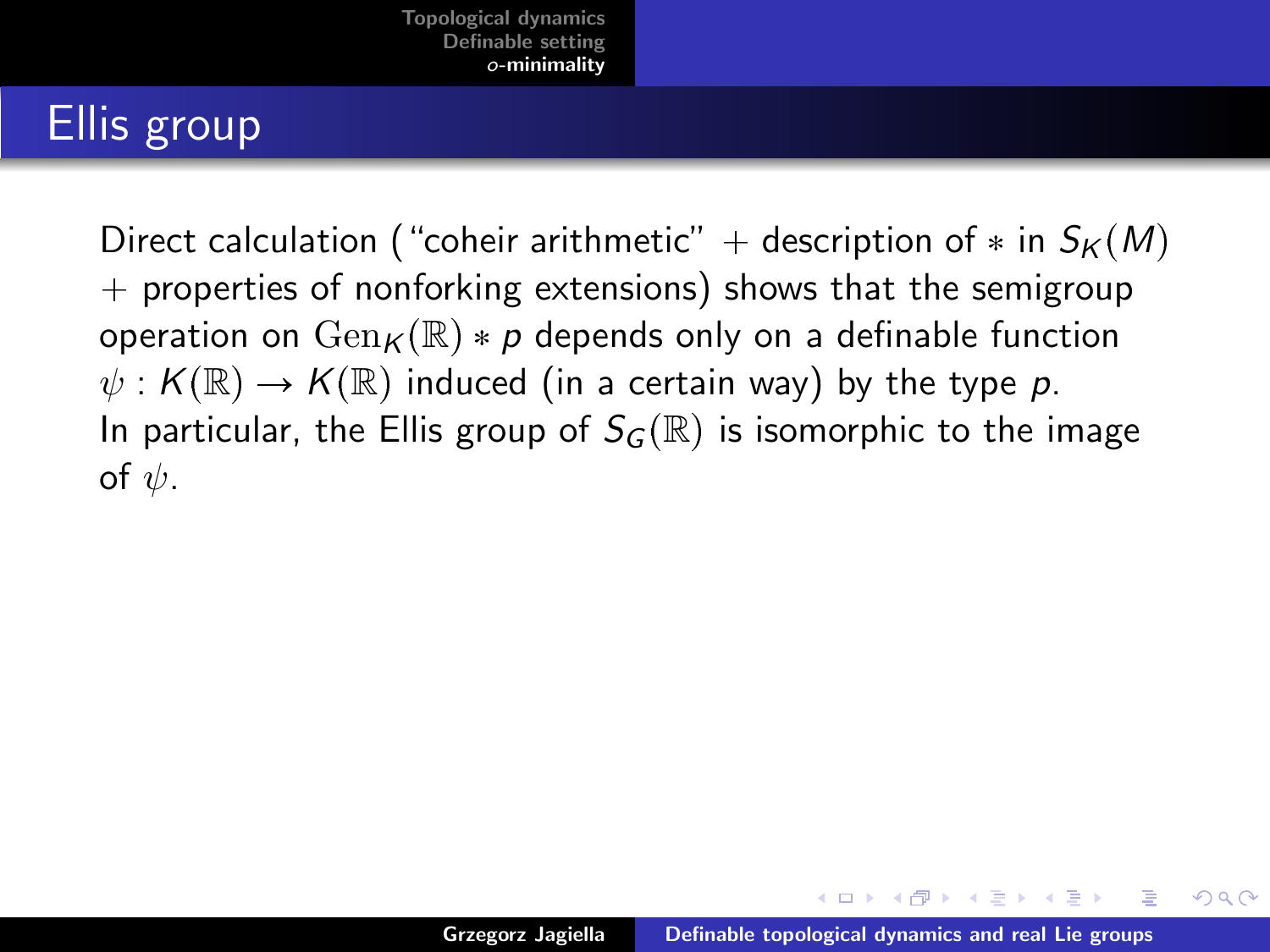# Ellis group

Direct calculation ("coheir arithmetic" + description of $*$ in $S_K(M)$ + properties of nonforking extensions) shows that the semigroup operation on $\mathrm{Gen}_K(\mathbb{R}) * p$ depends only on a definable function $\psi : K(\mathbb{R}) \to K(\mathbb{R})$ induced (in a certain way) by the type $p$.
In particular, the Ellis group of $S_G(\mathbb{R})$ is isomorphic to the image of $\psi$.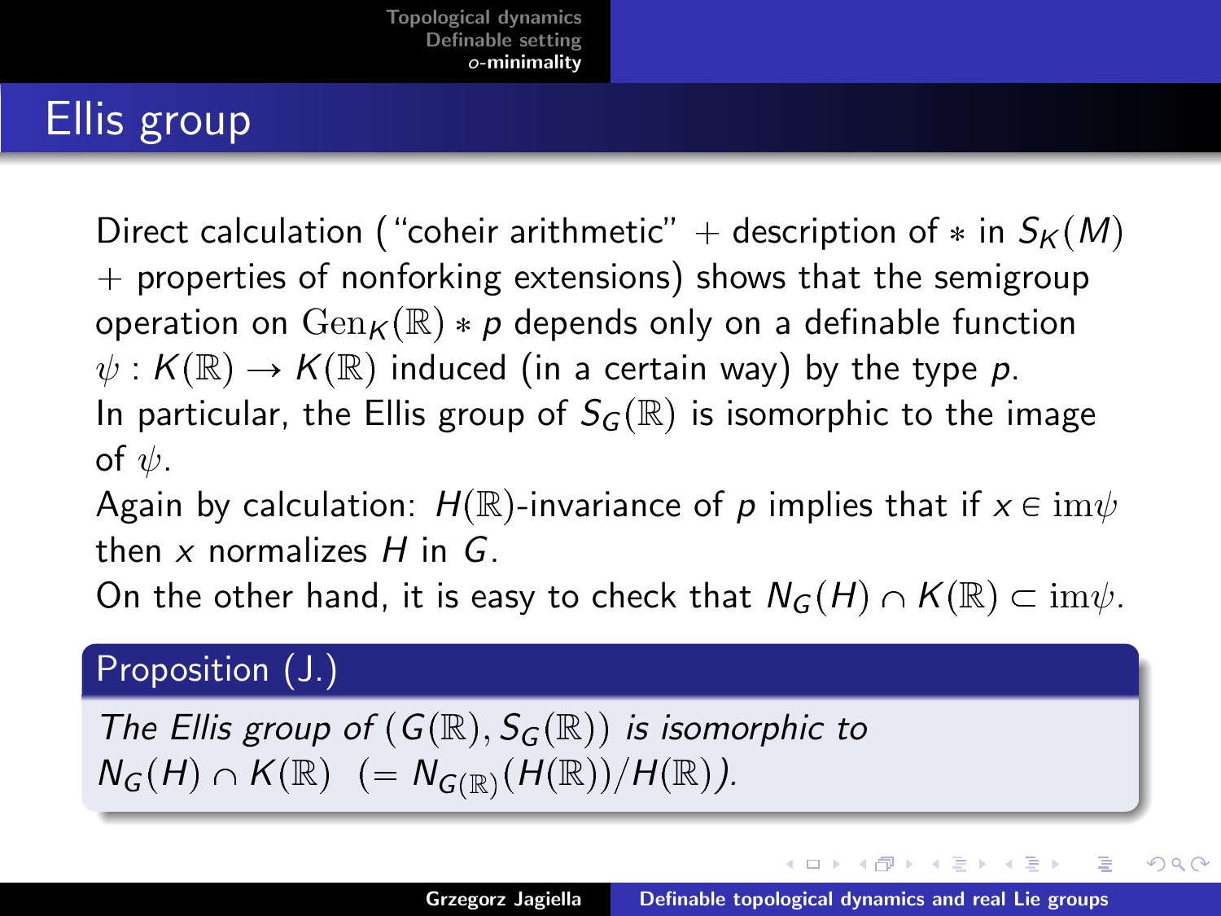# Ellis group

Direct calculation ("coheir arithmetic" + description of $*$ in $S_K(M)$ + properties of nonforking extensions) shows that the semigroup operation on $\mathrm{Gen}_K(\mathbb{R}) * p$ depends only on a definable function $\psi : K(\mathbb{R}) \to K(\mathbb{R})$ induced (in a certain way) by the type $p$.

In particular, the Ellis group of $S_G(\mathbb{R})$ is isomorphic to the image of $\psi$.

Again by calculation: $H(\mathbb{R})$-invariance of $p$ implies that if $x \in \mathrm{im}\psi$ then $x$ normalizes $H$ in $G$.

On the other hand, it is easy to check that $N_G(H) \cap K(\mathbb{R}) \subset \mathrm{im}\psi$.

**Proposition (J.)**

*The Ellis group of $(G(\mathbb{R}), S_G(\mathbb{R}))$ is isomorphic to $N_G(H) \cap K(\mathbb{R})$ $(= N_{G(\mathbb{R})}(H(\mathbb{R}))/H(\mathbb{R}))$.*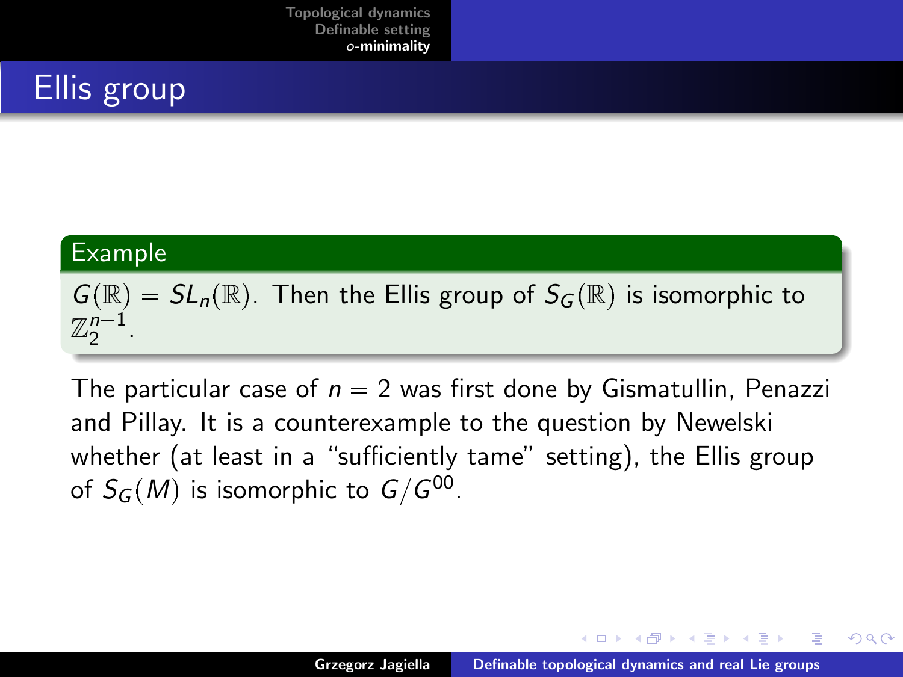# Ellis group

**Example**

$G(\mathbb{R}) = SL_n(\mathbb{R})$. Then the Ellis group of $S_G(\mathbb{R})$ is isomorphic to $\mathbb{Z}_2^{n-1}$.

The particular case of $n = 2$ was first done by Gismatullin, Penazzi and Pillay. It is a counterexample to the question by Newelski whether (at least in a "sufficiently tame" setting), the Ellis group of $S_G(M)$ is isomorphic to $G/G^{00}$.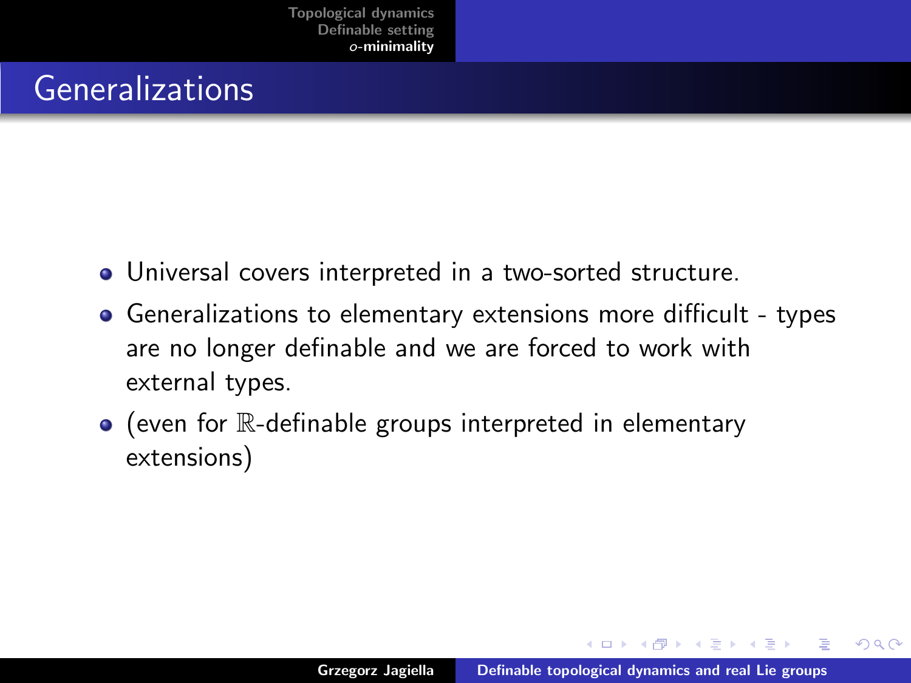## Generalizations

- Universal covers interpreted in a two-sorted structure.
- Generalizations to elementary extensions more difficult - types are no longer definable and we are forced to work with external types.
- (even for $\mathbb{R}$-definable groups interpreted in elementary extensions)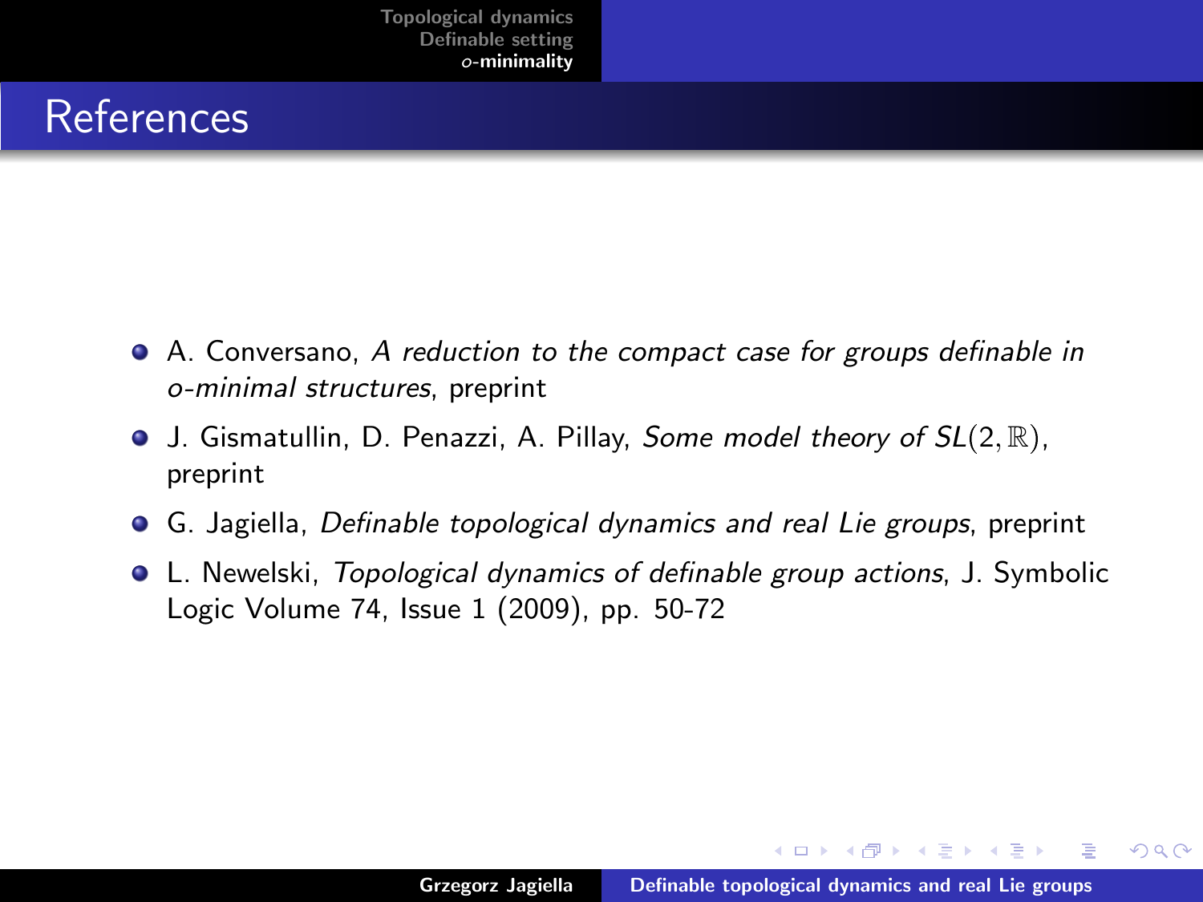# References

- A. Conversano, *A reduction to the compact case for groups definable in o-minimal structures*, preprint
- J. Gismatullin, D. Penazzi, A. Pillay, *Some model theory of $SL(2, \mathbb{R})$*, preprint
- G. Jagiella, *Definable topological dynamics and real Lie groups*, preprint
- L. Newelski, *Topological dynamics of definable group actions*, J. Symbolic Logic Volume 74, Issue 1 (2009), pp. 50-72